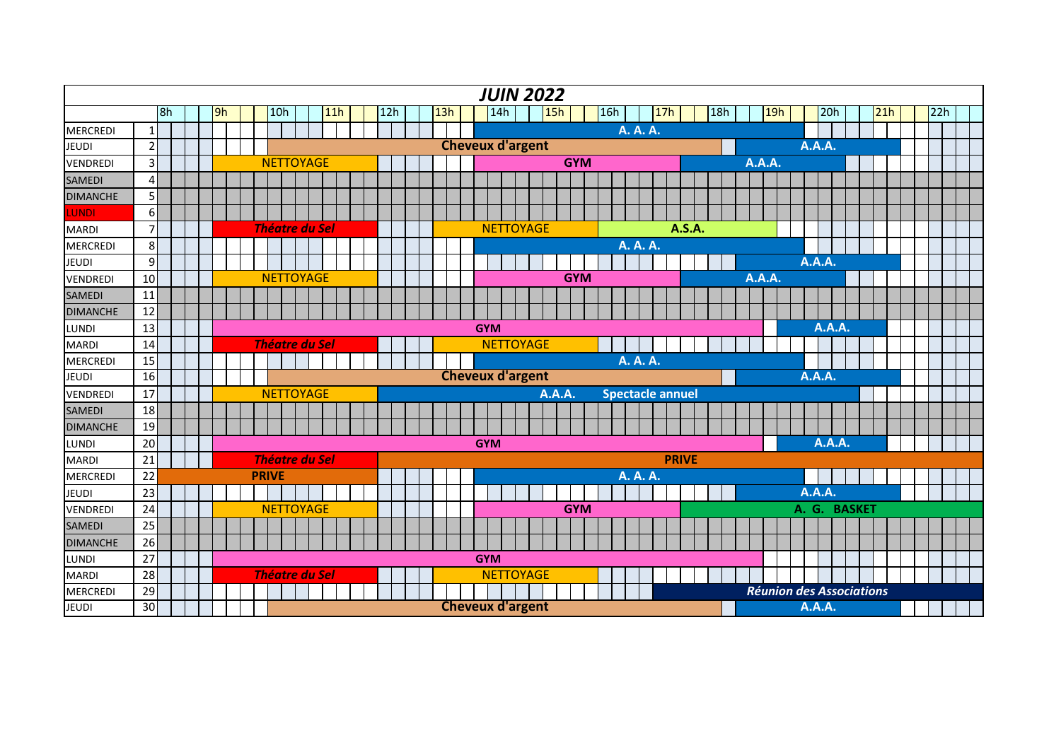# JUIN 2022

| | | 8h | 9h | 10h | 11h | 12h | 13h | 14h | 15h | 16h | 17h | 18h | 19h | 20h | 21h | 22h |
|---|---|---|---|---|---|---|---|---|---|---|---|---|---|---|---|---|
| MERCREDI | 1 | | | | | | | A. A. A. | | | | | | | | |
| JEUDI | 2 | | | Cheveux d'argent | | | | | | | | | A.A.A. | | | |
| VENDREDI | 3 | | NETTOYAGE | | | | | GYM | | | | A.A.A. | | | | |
| SAMEDI | 4 | | | | | | | | | | | | | | | |
| DIMANCHE | 5 | | | | | | | | | | | | | | | |
| LUNDI | 6 | | | | | | | | | | | | | | | |
| MARDI | 7 | | *Théatre du Sel* | | | | NETTOYAGE | | | A.S.A. | | | | | | |
| MERCREDI | 8 | | | | | | | A. A. A. | | | | | | | | |
| JEUDI | 9 | | | | | | | | | | | | A.A.A. | | | |
| VENDREDI | 10 | | NETTOYAGE | | | | | GYM | | | | A.A.A. | | | | |
| SAMEDI | 11 | | | | | | | | | | | | | | | |
| DIMANCHE | 12 | | | | | | | | | | | | | | | |
| LUNDI | 13 | | GYM | | | | | | | | | | A.A.A. | | | |
| MARDI | 14 | | *Théatre du Sel* | | | | NETTOYAGE | | | | | | | | | |
| MERCREDI | 15 | | | | | | | A. A. A. | | | | | | | | |
| JEUDI | 16 | | | Cheveux d'argent | | | | | | | | | A.A.A. | | | |
| VENDREDI | 17 | | NETTOYAGE | | | A.A.A. Spectacle annuel | | | | | | | | | | |
| SAMEDI | 18 | | | | | | | | | | | | | | | |
| DIMANCHE | 19 | | | | | | | | | | | | | | | |
| LUNDI | 20 | | GYM | | | | | | | | | | A.A.A. | | | |
| MARDI | 21 | | *Théatre du Sel* | | | PRIVE | | | | | | | | | | |
| MERCREDI | 22 | PRIVE | | | | | | A. A. A. | | | | | | | | |
| JEUDI | 23 | | | | | | | | | | | | A.A.A. | | | |
| VENDREDI | 24 | | NETTOYAGE | | | | | GYM | | | | A. G. BASKET | | | | |
| SAMEDI | 25 | | | | | | | | | | | | | | | |
| DIMANCHE | 26 | | | | | | | | | | | | | | | |
| LUNDI | 27 | | GYM | | | | | | | | | | | | | |
| MARDI | 28 | | *Théatre du Sel* | | | | NETTOYAGE | | | | | | | | | |
| MERCREDI | 29 | | | | | | | | | | *Réunion des Associations* | | | | | |
| JEUDI | 30 | | | Cheveux d'argent | | | | | | | | | A.A.A. | | | |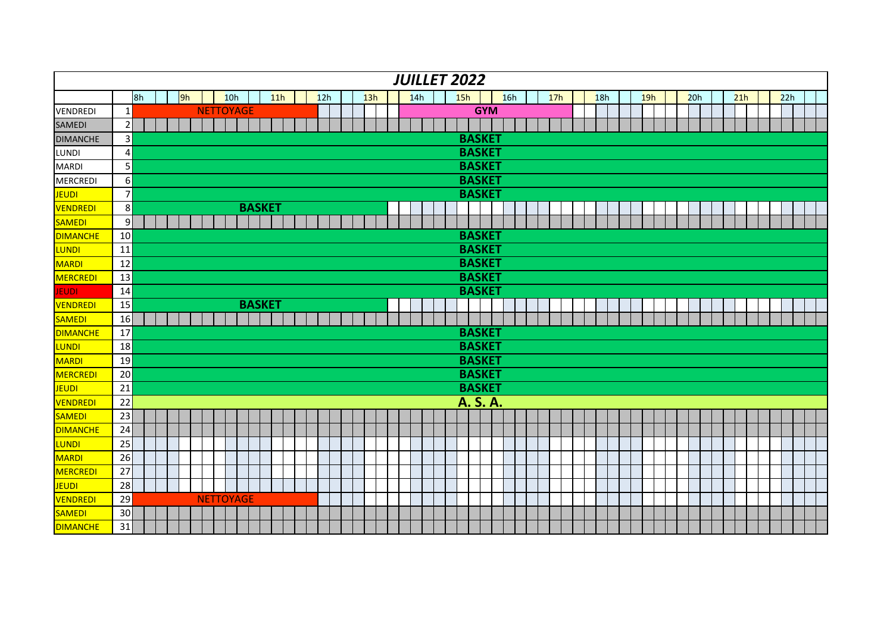# JUILLET 2022

| | | 8h | 9h | 10h | 11h | 12h | 13h | 14h | 15h | 16h | 17h | 18h | 19h | 20h | 21h | 22h |
|---|---|---|---|---|---|---|---|---|---|---|---|---|---|---|---|---|
| VENDREDI | 1 | NETTOYAGE | | | | | | GYM | | | | | | | | |
| SAMEDI | 2 | | | | | | | | | | | | | | | |
| DIMANCHE | 3 | BASKET | | | | | | | | | | | | | | |
| LUNDI | 4 | BASKET | | | | | | | | | | | | | | |
| MARDI | 5 | BASKET | | | | | | | | | | | | | | |
| MERCREDI | 6 | BASKET | | | | | | | | | | | | | | |
| JEUDI | 7 | BASKET | | | | | | | | | | | | | | |
| VENDREDI | 8 | BASKET | | | | | | | | | | | | | | |
| SAMEDI | 9 | | | | | | | | | | | | | | | |
| DIMANCHE | 10 | BASKET | | | | | | | | | | | | | | |
| LUNDI | 11 | BASKET | | | | | | | | | | | | | | |
| MARDI | 12 | BASKET | | | | | | | | | | | | | | |
| MERCREDI | 13 | BASKET | | | | | | | | | | | | | | |
| JEUDI | 14 | BASKET | | | | | | | | | | | | | | |
| VENDREDI | 15 | BASKET | | | | | | | | | | | | | | |
| SAMEDI | 16 | | | | | | | | | | | | | | | |
| DIMANCHE | 17 | BASKET | | | | | | | | | | | | | | |
| LUNDI | 18 | BASKET | | | | | | | | | | | | | | |
| MARDI | 19 | BASKET | | | | | | | | | | | | | | |
| MERCREDI | 20 | BASKET | | | | | | | | | | | | | | |
| JEUDI | 21 | BASKET | | | | | | | | | | | | | | |
| VENDREDI | 22 | A. S. A. | | | | | | | | | | | | | | |
| SAMEDI | 23 | | | | | | | | | | | | | | | |
| DIMANCHE | 24 | | | | | | | | | | | | | | | |
| LUNDI | 25 | | | | | | | | | | | | | | | |
| MARDI | 26 | | | | | | | | | | | | | | | |
| MERCREDI | 27 | | | | | | | | | | | | | | | |
| JEUDI | 28 | | | | | | | | | | | | | | | |
| VENDREDI | 29 | NETTOYAGE | | | | | | | | | | | | | | |
| SAMEDI | 30 | | | | | | | | | | | | | | | |
| DIMANCHE | 31 | | | | | | | | | | | | | | | |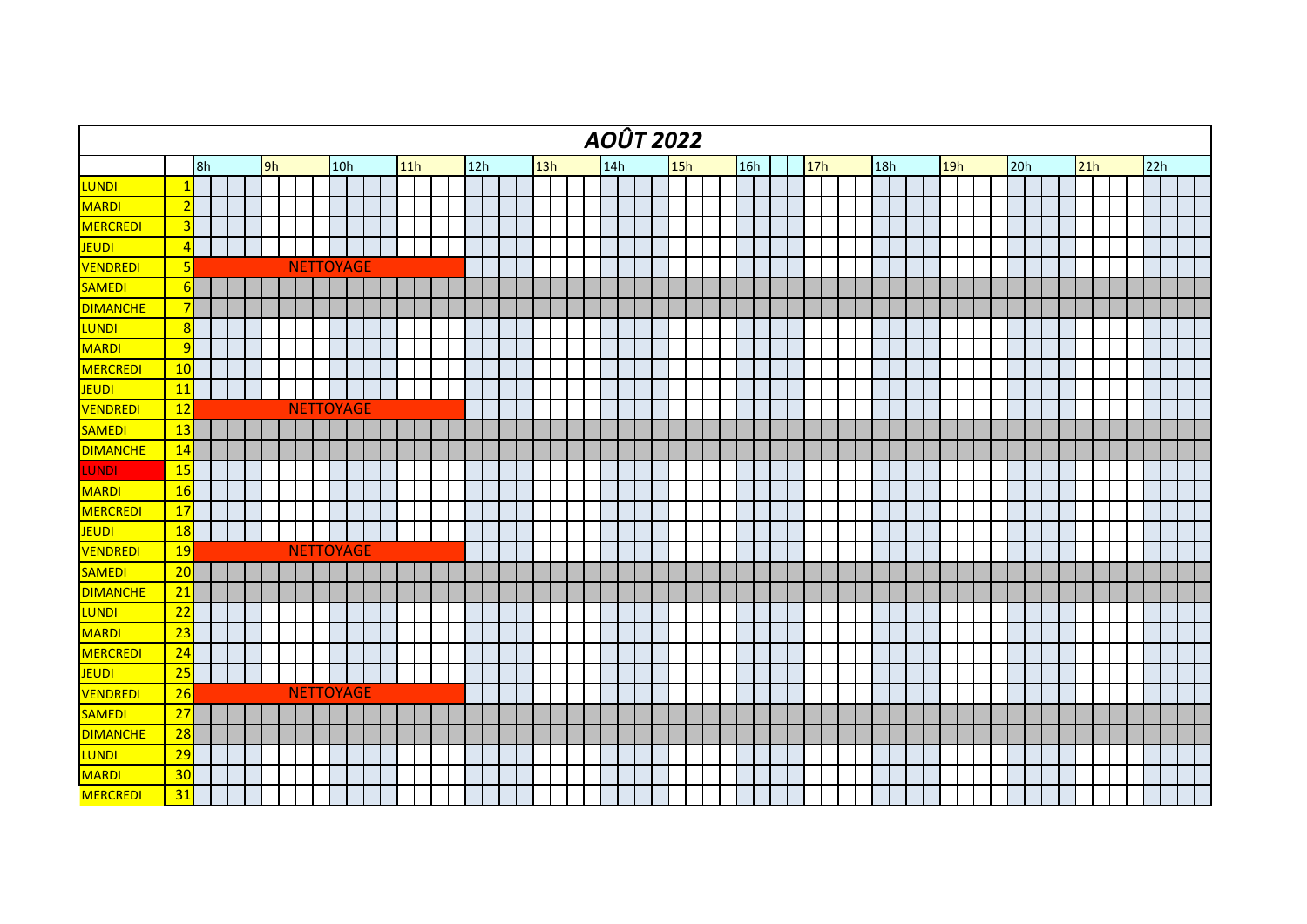## *AOÛT 2022*

| | | 8h | 9h | 10h | 11h | 12h | 13h | 14h | 15h | 16h | 17h | 18h | 19h | 20h | 21h | 22h |
|---|---|---|---|---|---|---|---|---|---|---|---|---|---|---|---|---|
| LUNDI | 1 | | | | | | | | | | | | | | | |
| MARDI | 2 | | | | | | | | | | | | | | | |
| MERCREDI | 3 | | | | | | | | | | | | | | | |
| JEUDI | 4 | | | | | | | | | | | | | | | |
| VENDREDI | 5 | NETTOYAGE | | | | | | | | | | | | | | |
| SAMEDI | 6 | | | | | | | | | | | | | | | |
| DIMANCHE | 7 | | | | | | | | | | | | | | | |
| LUNDI | 8 | | | | | | | | | | | | | | | |
| MARDI | 9 | | | | | | | | | | | | | | | |
| MERCREDI | 10 | | | | | | | | | | | | | | | |
| JEUDI | 11 | | | | | | | | | | | | | | | |
| VENDREDI | 12 | NETTOYAGE | | | | | | | | | | | | | | |
| SAMEDI | 13 | | | | | | | | | | | | | | | |
| DIMANCHE | 14 | | | | | | | | | | | | | | | |
| LUNDI | 15 | | | | | | | | | | | | | | | |
| MARDI | 16 | | | | | | | | | | | | | | | |
| MERCREDI | 17 | | | | | | | | | | | | | | | |
| JEUDI | 18 | | | | | | | | | | | | | | | |
| VENDREDI | 19 | NETTOYAGE | | | | | | | | | | | | | | |
| SAMEDI | 20 | | | | | | | | | | | | | | | |
| DIMANCHE | 21 | | | | | | | | | | | | | | | |
| LUNDI | 22 | | | | | | | | | | | | | | | |
| MARDI | 23 | | | | | | | | | | | | | | | |
| MERCREDI | 24 | | | | | | | | | | | | | | | |
| JEUDI | 25 | | | | | | | | | | | | | | | |
| VENDREDI | 26 | NETTOYAGE | | | | | | | | | | | | | | |
| SAMEDI | 27 | | | | | | | | | | | | | | | |
| DIMANCHE | 28 | | | | | | | | | | | | | | | |
| LUNDI | 29 | | | | | | | | | | | | | | | |
| MARDI | 30 | | | | | | | | | | | | | | | |
| MERCREDI | 31 | | | | | | | | | | | | | | | |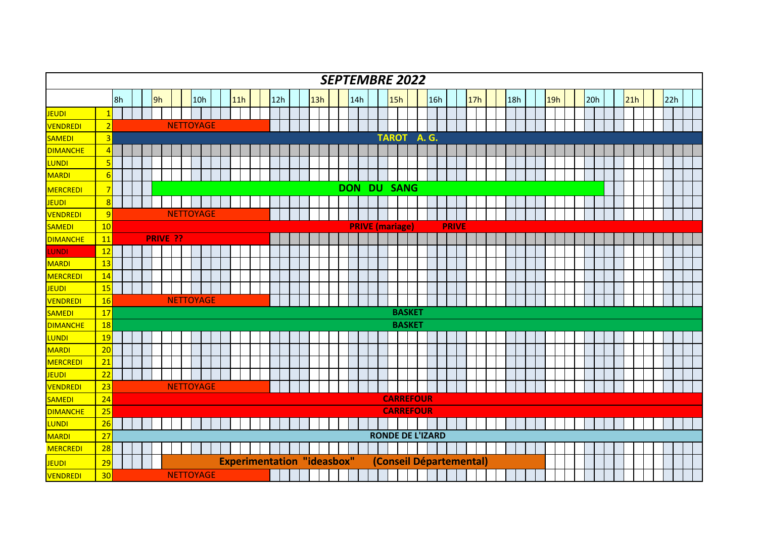# *SEPTEMBRE 2022*

| | | 8h | 9h | 10h | 11h | 12h | 13h | 14h | 15h | 16h | 17h | 18h | 19h | 20h | 21h | 22h |
|---|---|---|---|---|---|---|---|---|---|---|---|---|---|---|---|---|
| JEUDI | 1 | | | | | | | | | | | | | | | |
| VENDREDI | 2 | NETTOYAGE | | | | | | | | | | | | | | |
| SAMEDI | 3 | TAROT A. G. | | | | | | | | | | | | | | |
| DIMANCHE | 4 | | | | | | | | | | | | | | | |
| LUNDI | 5 | | | | | | | | | | | | | | | |
| MARDI | 6 | | | | | | | | | | | | | | | |
| MERCREDI | 7 | | DON DU SANG | | | | | | | | | | | | | |
| JEUDI | 8 | | | | | | | | | | | | | | | |
| VENDREDI | 9 | NETTOYAGE | | | | | | | | | | | | | | |
| SAMEDI | 10 | PRIVE (mariage) PRIVE | | | | | | | | | | | | | | |
| DIMANCHE | 11 | PRIVE ?? | | | | | | | | | | | | | | |
| LUNDI | 12 | | | | | | | | | | | | | | | |
| MARDI | 13 | | | | | | | | | | | | | | | |
| MERCREDI | 14 | | | | | | | | | | | | | | | |
| JEUDI | 15 | | | | | | | | | | | | | | | |
| VENDREDI | 16 | NETTOYAGE | | | | | | | | | | | | | | |
| SAMEDI | 17 | BASKET | | | | | | | | | | | | | | |
| DIMANCHE | 18 | BASKET | | | | | | | | | | | | | | |
| LUNDI | 19 | | | | | | | | | | | | | | | |
| MARDI | 20 | | | | | | | | | | | | | | | |
| MERCREDI | 21 | | | | | | | | | | | | | | | |
| JEUDI | 22 | | | | | | | | | | | | | | | |
| VENDREDI | 23 | NETTOYAGE | | | | | | | | | | | | | | |
| SAMEDI | 24 | CARREFOUR | | | | | | | | | | | | | | |
| DIMANCHE | 25 | CARREFOUR | | | | | | | | | | | | | | |
| LUNDI | 26 | | | | | | | | | | | | | | | |
| MARDI | 27 | RONDE DE L'IZARD | | | | | | | | | | | | | | |
| MERCREDI | 28 | | | | | | | | | | | | | | | |
| JEUDI | 29 | | Experimentation "ideasbox" (Conseil Départemental) | | | | | | | | | | | | | |
| VENDREDI | 30 | NETTOYAGE | | | | | | | | | | | | | | |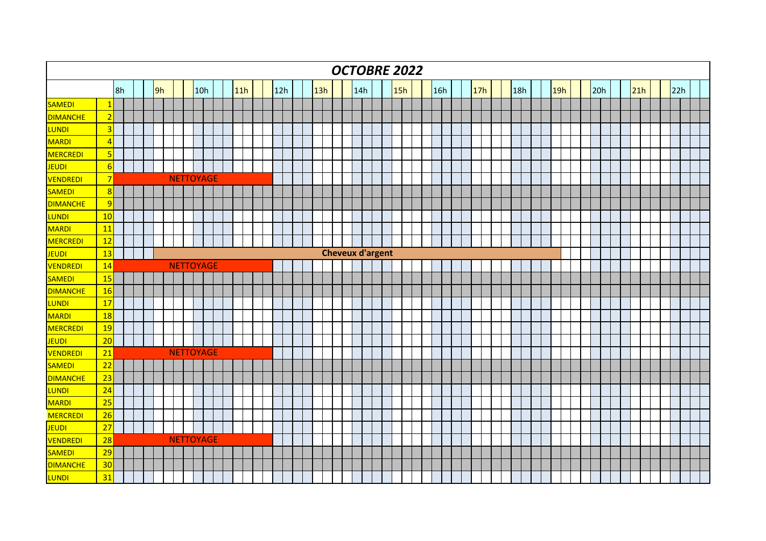# *OCTOBRE 2022*

| | | 8h | 9h | 10h | 11h | 12h | 13h | 14h | 15h | 16h | 17h | 18h | 19h | 20h | 21h | 22h |
|---|---|---|---|---|---|---|---|---|---|---|---|---|---|---|---|---|
| SAMEDI | 1 | | | | | | | | | | | | | | | |
| DIMANCHE | 2 | | | | | | | | | | | | | | | |
| LUNDI | 3 | | | | | | | | | | | | | | | |
| MARDI | 4 | | | | | | | | | | | | | | | |
| MERCREDI | 5 | | | | | | | | | | | | | | | |
| JEUDI | 6 | | | | | | | | | | | | | | | |
| VENDREDI | 7 | NETTOYAGE | | | | | | | | | | | | | | |
| SAMEDI | 8 | | | | | | | | | | | | | | | |
| DIMANCHE | 9 | | | | | | | | | | | | | | | |
| LUNDI | 10 | | | | | | | | | | | | | | | |
| MARDI | 11 | | | | | | | | | | | | | | | |
| MERCREDI | 12 | | | | | | | | | | | | | | | |
| JEUDI | 13 | | **Cheveux d'argent** | | | | | | | | | | | | | |
| VENDREDI | 14 | NETTOYAGE | | | | | | | | | | | | | | |
| SAMEDI | 15 | | | | | | | | | | | | | | | |
| DIMANCHE | 16 | | | | | | | | | | | | | | | |
| LUNDI | 17 | | | | | | | | | | | | | | | |
| MARDI | 18 | | | | | | | | | | | | | | | |
| MERCREDI | 19 | | | | | | | | | | | | | | | |
| JEUDI | 20 | | | | | | | | | | | | | | | |
| VENDREDI | 21 | NETTOYAGE | | | | | | | | | | | | | | |
| SAMEDI | 22 | | | | | | | | | | | | | | | |
| DIMANCHE | 23 | | | | | | | | | | | | | | | |
| LUNDI | 24 | | | | | | | | | | | | | | | |
| MARDI | 25 | | | | | | | | | | | | | | | |
| MERCREDI | 26 | | | | | | | | | | | | | | | |
| JEUDI | 27 | | | | | | | | | | | | | | | |
| VENDREDI | 28 | NETTOYAGE | | | | | | | | | | | | | | |
| SAMEDI | 29 | | | | | | | | | | | | | | | |
| DIMANCHE | 30 | | | | | | | | | | | | | | | |
| LUNDI | 31 | | | | | | | | | | | | | | | |